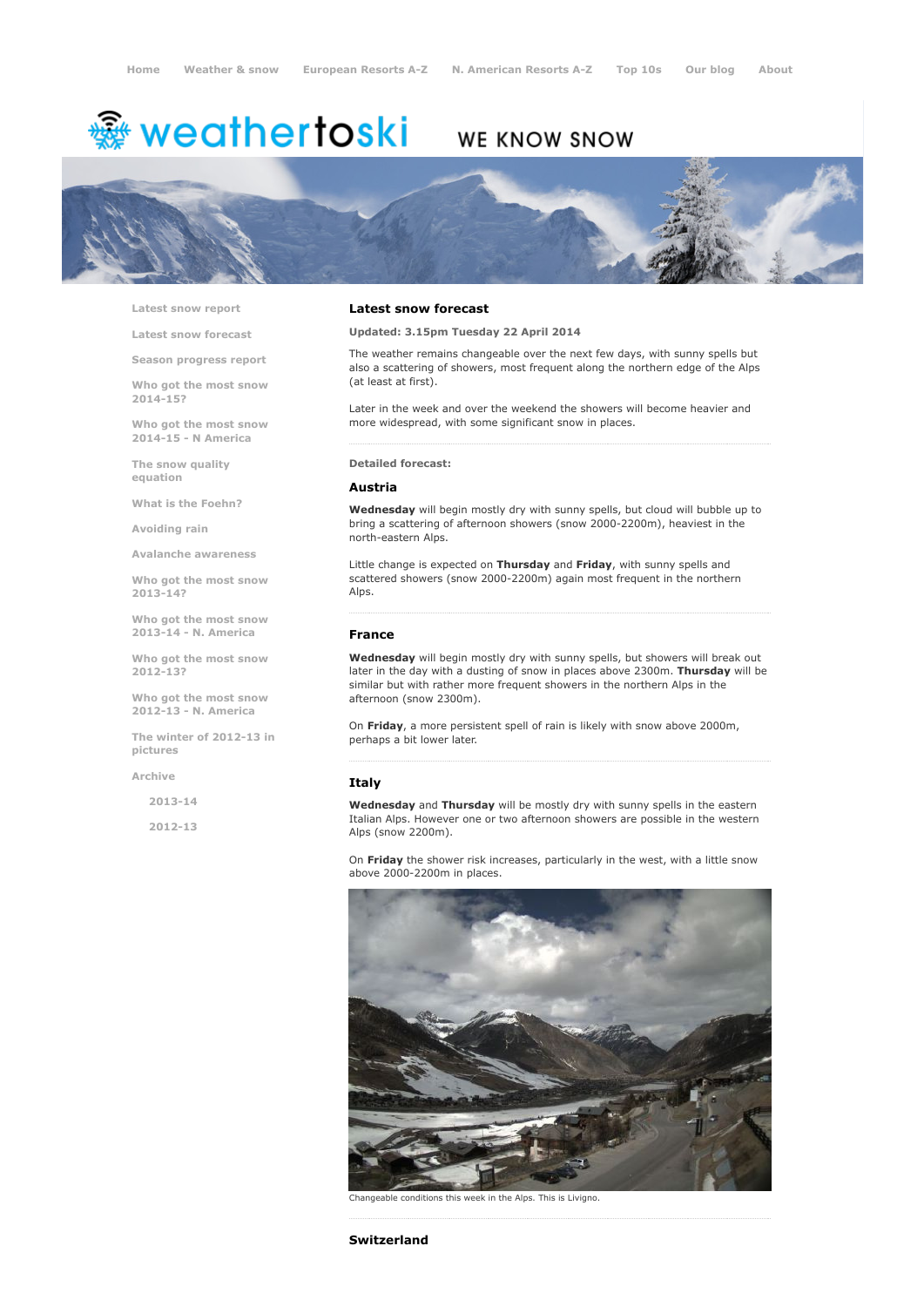Home Weather & snow European Resorts A-Z N. American Resorts A-Z Top 10s Our blog About

weathertoski WE KNOW SNOW

- Latest snow report
- Latest snow forecast
- Season progress report
- Who got the most snow 2014-15?
- Who got the most snow 2014-15 - N America
- The snow quality equation
- What is the Foehn?
- Avoiding rain
- Avalanche awareness
- Who got the most snow 2013-14?
- Who got the most snow 2013-14 - N. America
- Who got the most snow 2012-13?
- Who got the most snow 2012-13 - N. America
- The winter of 2012-13 in pictures
- Archive
  - 2013-14
  - 2012-13

## Latest snow forecast

**Updated: 3.15pm Tuesday 22 April 2014**

The weather remains changeable over the next few days, with sunny spells but also a scattering of showers, most frequent along the northern edge of the Alps (at least at first).

Later in the week and over the weekend the showers will become heavier and more widespread, with some significant snow in places.

**Detailed forecast:**

### Austria

**Wednesday** will begin mostly dry with sunny spells, but cloud will bubble up to bring a scattering of afternoon showers (snow 2000-2200m), heaviest in the north-eastern Alps.

Little change is expected on **Thursday** and **Friday**, with sunny spells and scattered showers (snow 2000-2200m) again most frequent in the northern Alps.

### France

**Wednesday** will begin mostly dry with sunny spells, but showers will break out later in the day with a dusting of snow in places above 2300m. **Thursday** will be similar but with rather more frequent showers in the northern Alps in the afternoon (snow 2300m).

On **Friday**, a more persistent spell of rain is likely with snow above 2000m, perhaps a bit lower later.

### Italy

**Wednesday** and **Thursday** will be mostly dry with sunny spells in the eastern Italian Alps. However one or two afternoon showers are possible in the western Alps (snow 2200m).

On **Friday** the shower risk increases, particularly in the west, with a little snow above 2000-2200m in places.

Changeable conditions this week in the Alps. This is Livigno.

### Switzerland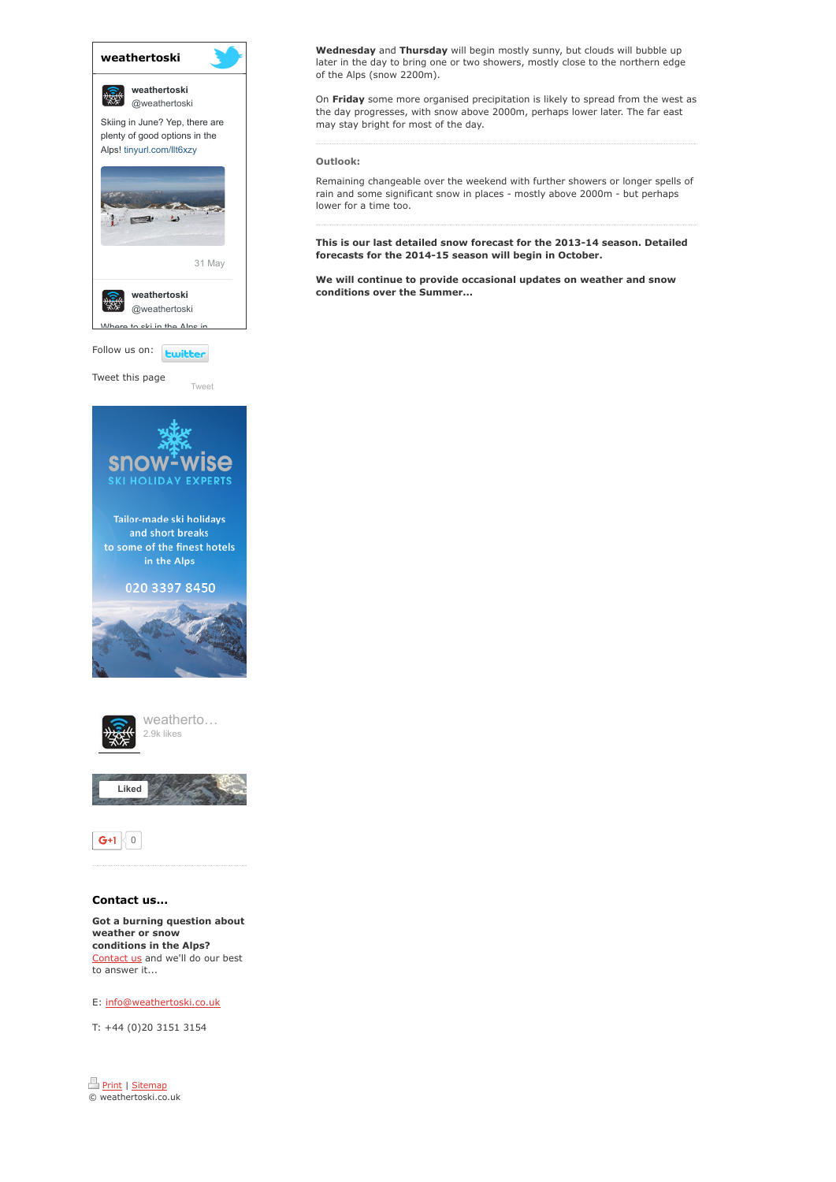**Wednesday** and **Thursday** will begin mostly sunny, but clouds will bubble up later in the day to bring one or two showers, mostly close to the northern edge of the Alps (snow 2200m).

On **Friday** some more organised precipitation is likely to spread from the west as the day progresses, with snow above 2000m, perhaps lower later. The far east may stay bright for most of the day.

**Outlook:**

Remaining changeable over the weekend with further showers or longer spells of rain and some significant snow in places - mostly above 2000m - but perhaps lower for a time too.

**This is our last detailed snow forecast for the 2013-14 season. Detailed forecasts for the 2014-15 season will begin in October.**

**We will continue to provide occasional updates on weather and snow conditions over the Summer...**

weathertoski

weathertoski
@weathertoski

Skiing in June? Yep, there are plenty of good options in the Alps! tinyurl.com/llt6xzy

31 May

weathertoski
@weathertoski

Where to ski in the Alps in

Follow us on: twitter

Tweet this page

Tweet

snow-wise
SKI HOLIDAY EXPERTS

Tailor-made ski holidays and short breaks to some of the finest hotels in the Alps

020 3397 8450

weatherto...
2.9k likes

Liked

G+1 0

### Contact us...

**Got a burning question about weather or snow conditions in the Alps?**
Contact us and we'll do our best to answer it...

E: info@weathertoski.co.uk

T: +44 (0)20 3151 3154

Print | Sitemap
© weathertoski.co.uk